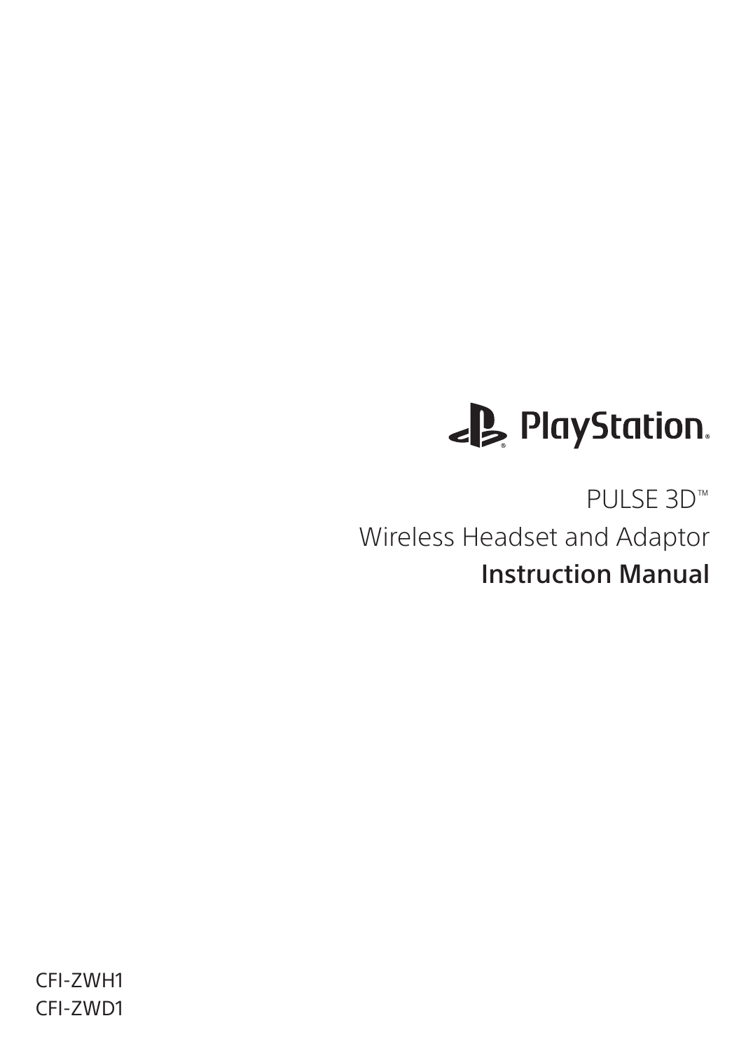PlayStation®

# PULSE 3D™

## Wireless Headset and Adaptor

## Instruction Manual

CFI-ZWH1
CFI-ZWD1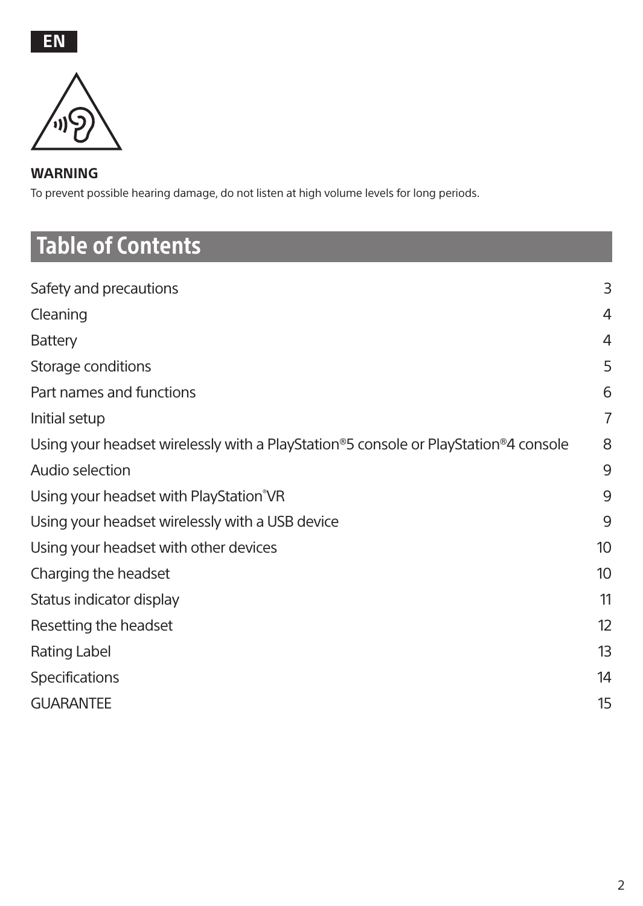EN

**WARNING**

To prevent possible hearing damage, do not listen at high volume levels for long periods.

## Table of Contents

| | |
|---|---|
| Safety and precautions | 3 |
| Cleaning | 4 |
| Battery | 4 |
| Storage conditions | 5 |
| Part names and functions | 6 |
| Initial setup | 7 |
| Using your headset wirelessly with a PlayStation®5 console or PlayStation®4 console | 8 |
| Audio selection | 9 |
| Using your headset with PlayStation®VR | 9 |
| Using your headset wirelessly with a USB device | 9 |
| Using your headset with other devices | 10 |
| Charging the headset | 10 |
| Status indicator display | 11 |
| Resetting the headset | 12 |
| Rating Label | 13 |
| Specifications | 14 |
| GUARANTEE | 15 |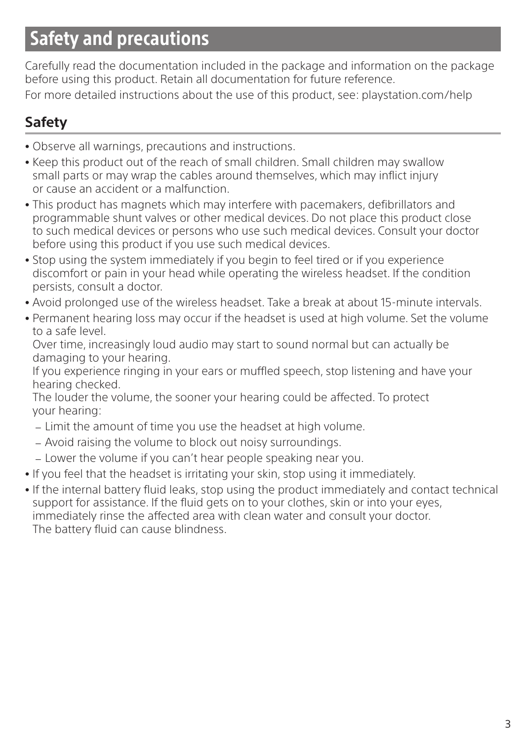# Safety and precautions

Carefully read the documentation included in the package and information on the package before using this product. Retain all documentation for future reference.

For more detailed instructions about the use of this product, see: playstation.com/help

## Safety

- Observe all warnings, precautions and instructions.
- Keep this product out of the reach of small children. Small children may swallow small parts or may wrap the cables around themselves, which may inflict injury or cause an accident or a malfunction.
- This product has magnets which may interfere with pacemakers, defibrillators and programmable shunt valves or other medical devices. Do not place this product close to such medical devices or persons who use such medical devices. Consult your doctor before using this product if you use such medical devices.
- Stop using the system immediately if you begin to feel tired or if you experience discomfort or pain in your head while operating the wireless headset. If the condition persists, consult a doctor.
- Avoid prolonged use of the wireless headset. Take a break at about 15-minute intervals.
- Permanent hearing loss may occur if the headset is used at high volume. Set the volume to a safe level.
  Over time, increasingly loud audio may start to sound normal but can actually be damaging to your hearing.
  If you experience ringing in your ears or muffled speech, stop listening and have your hearing checked.
  The louder the volume, the sooner your hearing could be affected. To protect your hearing:
  - Limit the amount of time you use the headset at high volume.
  - Avoid raising the volume to block out noisy surroundings.
  - Lower the volume if you can't hear people speaking near you.
- If you feel that the headset is irritating your skin, stop using it immediately.
- If the internal battery fluid leaks, stop using the product immediately and contact technical support for assistance. If the fluid gets on to your clothes, skin or into your eyes, immediately rinse the affected area with clean water and consult your doctor.
  The battery fluid can cause blindness.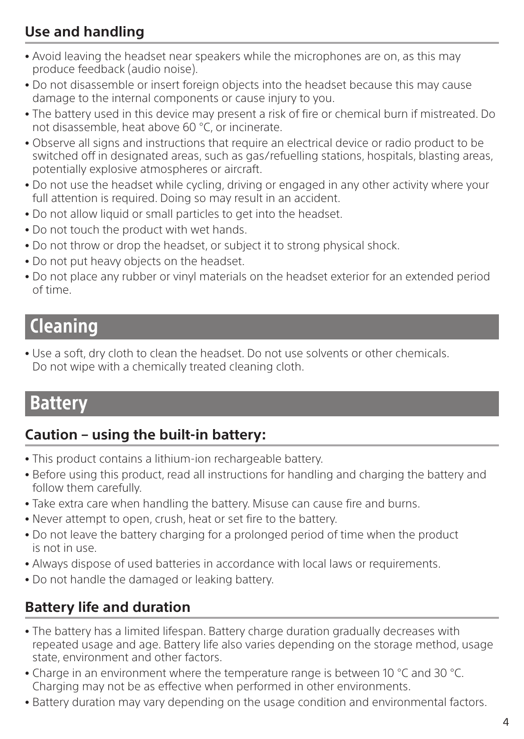### Use and handling

- Avoid leaving the headset near speakers while the microphones are on, as this may produce feedback (audio noise).
- Do not disassemble or insert foreign objects into the headset because this may cause damage to the internal components or cause injury to you.
- The battery used in this device may present a risk of fire or chemical burn if mistreated. Do not disassemble, heat above 60 °C, or incinerate.
- Observe all signs and instructions that require an electrical device or radio product to be switched off in designated areas, such as gas/refuelling stations, hospitals, blasting areas, potentially explosive atmospheres or aircraft.
- Do not use the headset while cycling, driving or engaged in any other activity where your full attention is required. Doing so may result in an accident.
- Do not allow liquid or small particles to get into the headset.
- Do not touch the product with wet hands.
- Do not throw or drop the headset, or subject it to strong physical shock.
- Do not put heavy objects on the headset.
- Do not place any rubber or vinyl materials on the headset exterior for an extended period of time.

## Cleaning

- Use a soft, dry cloth to clean the headset. Do not use solvents or other chemicals. Do not wipe with a chemically treated cleaning cloth.

## Battery

### Caution – using the built-in battery:

- This product contains a lithium-ion rechargeable battery.
- Before using this product, read all instructions for handling and charging the battery and follow them carefully.
- Take extra care when handling the battery. Misuse can cause fire and burns.
- Never attempt to open, crush, heat or set fire to the battery.
- Do not leave the battery charging for a prolonged period of time when the product is not in use.
- Always dispose of used batteries in accordance with local laws or requirements.
- Do not handle the damaged or leaking battery.

### Battery life and duration

- The battery has a limited lifespan. Battery charge duration gradually decreases with repeated usage and age. Battery life also varies depending on the storage method, usage state, environment and other factors.
- Charge in an environment where the temperature range is between 10 °C and 30 °C. Charging may not be as effective when performed in other environments.
- Battery duration may vary depending on the usage condition and environmental factors.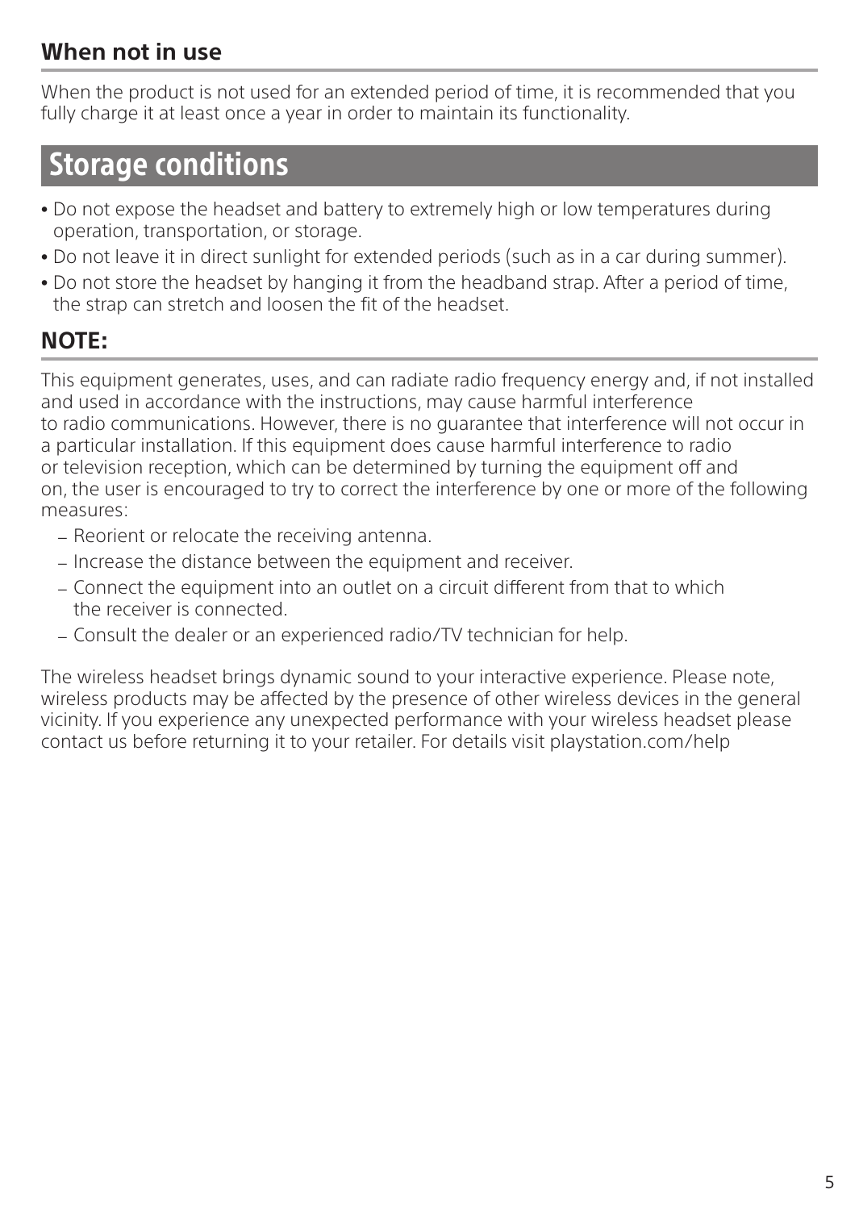### When not in use

When the product is not used for an extended period of time, it is recommended that you fully charge it at least once a year in order to maintain its functionality.

## Storage conditions

- Do not expose the headset and battery to extremely high or low temperatures during operation, transportation, or storage.
- Do not leave it in direct sunlight for extended periods (such as in a car during summer).
- Do not store the headset by hanging it from the headband strap. After a period of time, the strap can stretch and loosen the fit of the headset.

### NOTE:

This equipment generates, uses, and can radiate radio frequency energy and, if not installed and used in accordance with the instructions, may cause harmful interference to radio communications. However, there is no guarantee that interference will not occur in a particular installation. If this equipment does cause harmful interference to radio or television reception, which can be determined by turning the equipment off and on, the user is encouraged to try to correct the interference by one or more of the following measures:

- Reorient or relocate the receiving antenna.
- Increase the distance between the equipment and receiver.
- Connect the equipment into an outlet on a circuit different from that to which the receiver is connected.
- Consult the dealer or an experienced radio/TV technician for help.

The wireless headset brings dynamic sound to your interactive experience. Please note, wireless products may be affected by the presence of other wireless devices in the general vicinity. If you experience any unexpected performance with your wireless headset please contact us before returning it to your retailer. For details visit playstation.com/help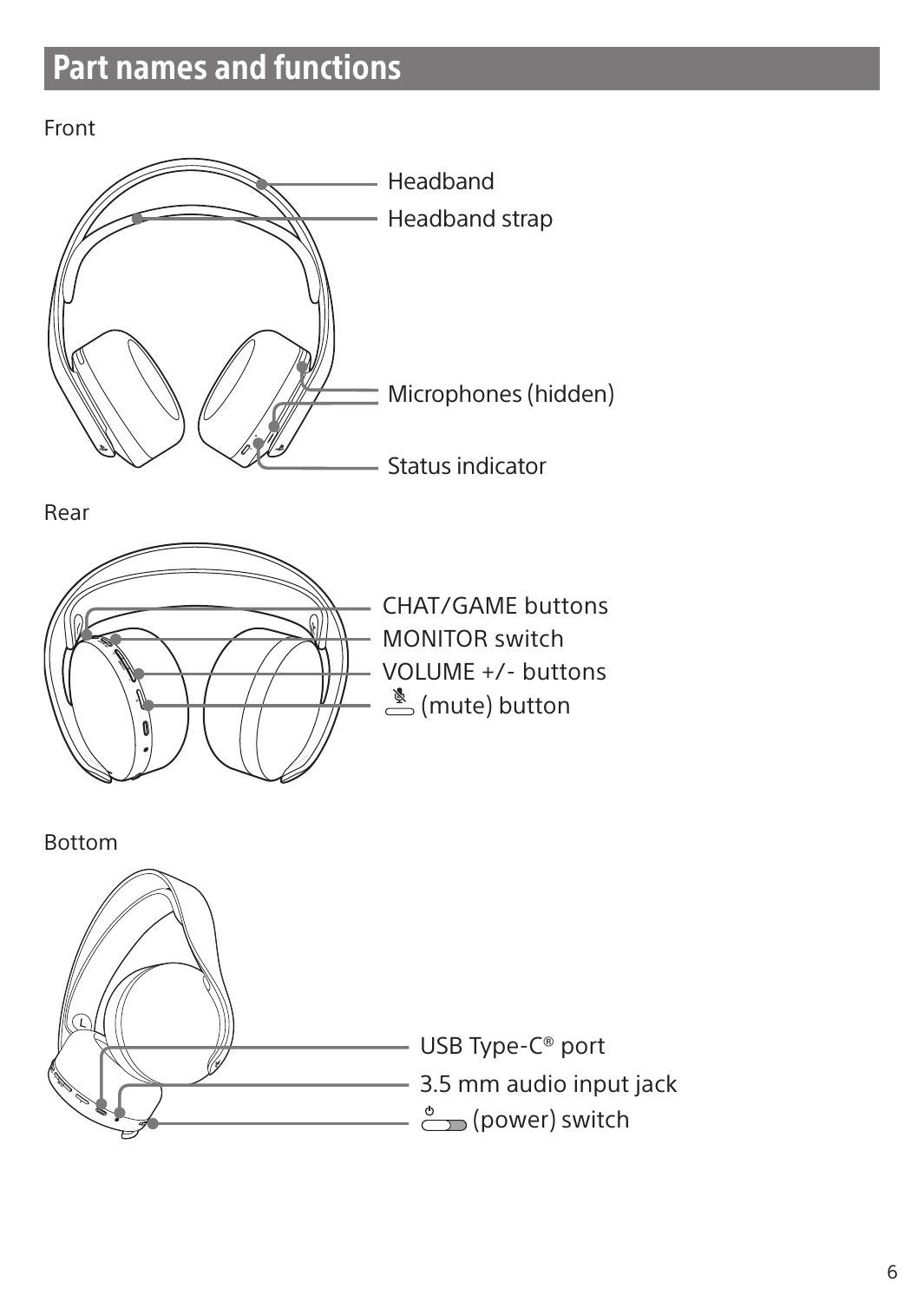# Part names and functions

Front

Headband

Headband strap

Microphones (hidden)

Status indicator

Rear

CHAT/GAME buttons

MONITOR switch

VOLUME +/- buttons

(mute) button

Bottom

USB Type-C® port

3.5 mm audio input jack

(power) switch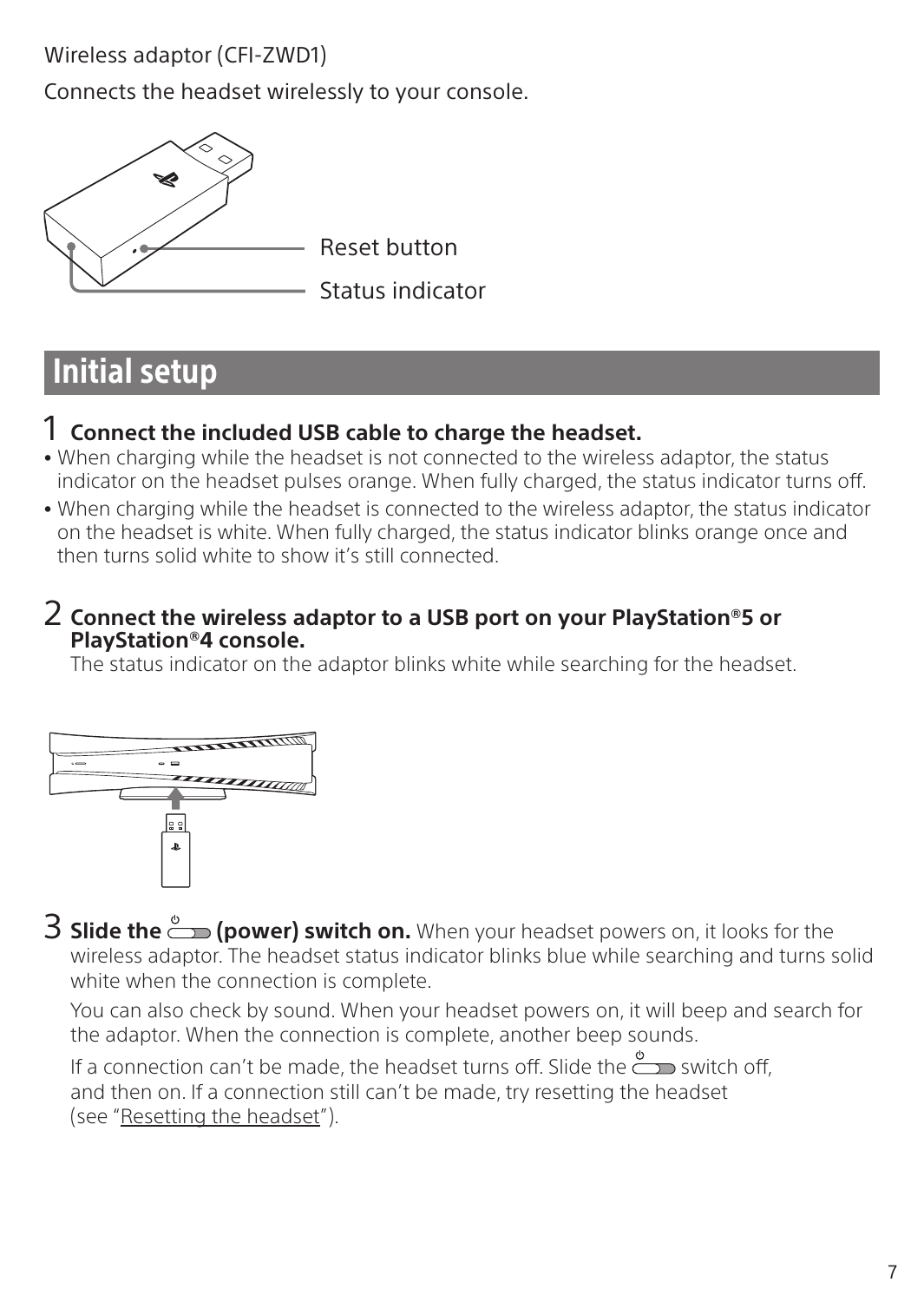Wireless adaptor (CFI-ZWD1)

Connects the headset wirelessly to your console.

Reset button

Status indicator

## Initial setup

1 **Connect the included USB cable to charge the headset.**

- When charging while the headset is not connected to the wireless adaptor, the status indicator on the headset pulses orange. When fully charged, the status indicator turns off.
- When charging while the headset is connected to the wireless adaptor, the status indicator on the headset is white. When fully charged, the status indicator blinks orange once and then turns solid white to show it's still connected.

2 **Connect the wireless adaptor to a USB port on your PlayStation®5 or PlayStation®4 console.**

The status indicator on the adaptor blinks white while searching for the headset.

3 **Slide the (power) switch on.** When your headset powers on, it looks for the wireless adaptor. The headset status indicator blinks blue while searching and turns solid white when the connection is complete.

You can also check by sound. When your headset powers on, it will beep and search for the adaptor. When the connection is complete, another beep sounds.

If a connection can't be made, the headset turns off. Slide the switch off, and then on. If a connection still can't be made, try resetting the headset (see "Resetting the headset").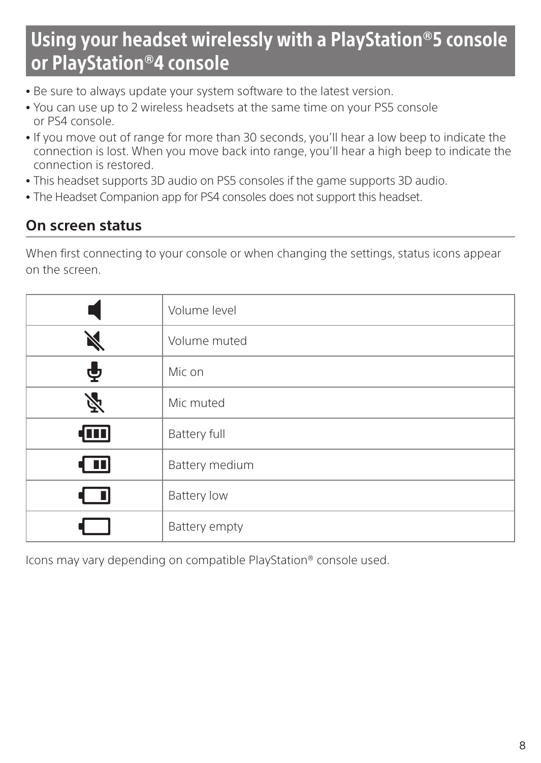# Using your headset wirelessly with a PlayStation®5 console or PlayStation®4 console

- Be sure to always update your system software to the latest version.
- You can use up to 2 wireless headsets at the same time on your PS5 console or PS4 console.
- If you move out of range for more than 30 seconds, you'll hear a low beep to indicate the connection is lost. When you move back into range, you'll hear a high beep to indicate the connection is restored.
- This headset supports 3D audio on PS5 consoles if the game supports 3D audio.
- The Headset Companion app for PS4 consoles does not support this headset.

## On screen status

When first connecting to your console or when changing the settings, status icons appear on the screen.

| Icon | Status |
|---|---|
| | Volume level |
| | Volume muted |
| | Mic on |
| | Mic muted |
| | Battery full |
| | Battery medium |
| | Battery low |
| | Battery empty |

Icons may vary depending on compatible PlayStation® console used.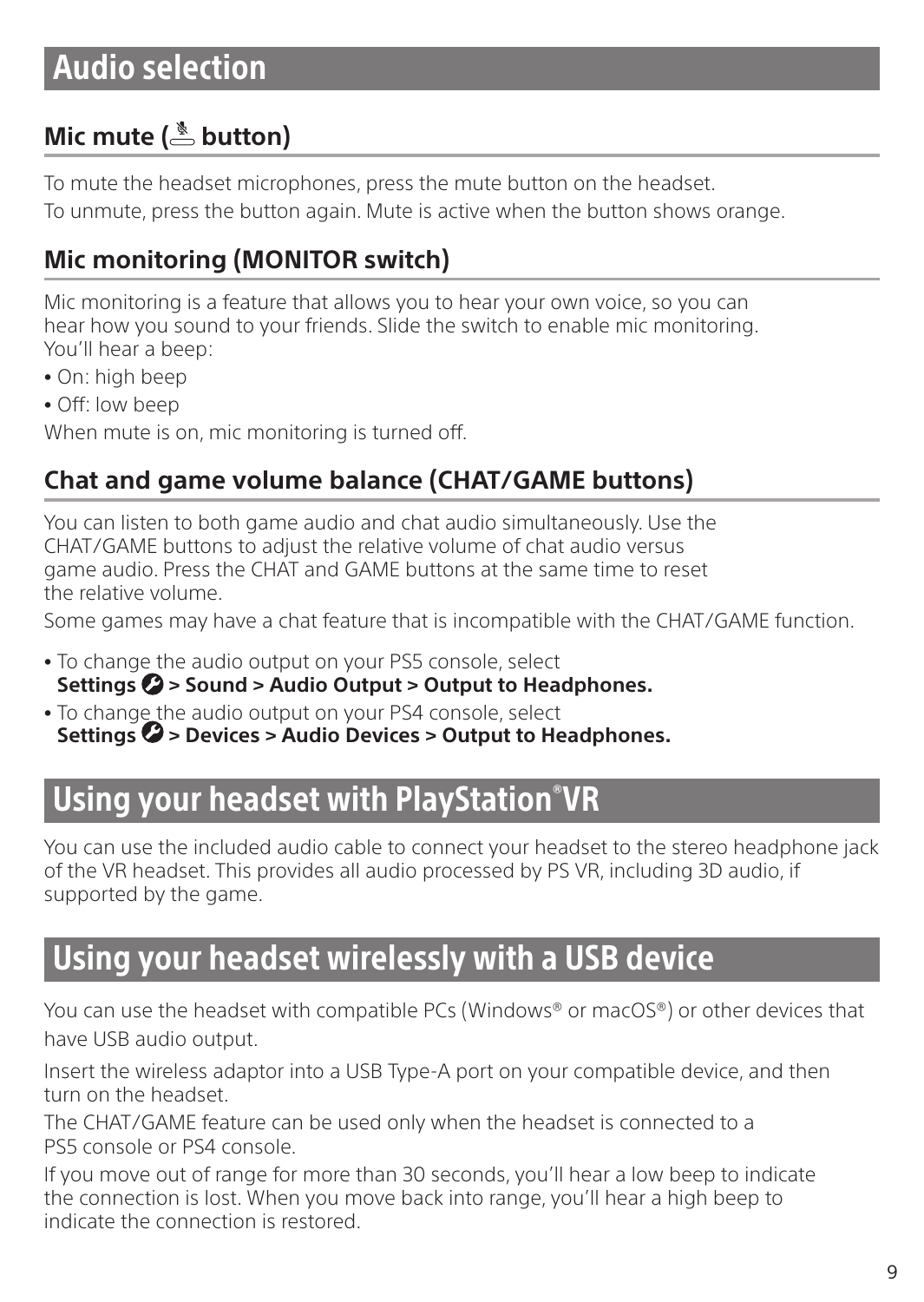# Audio selection

## Mic mute (🎙 button)

To mute the headset microphones, press the mute button on the headset.
To unmute, press the button again. Mute is active when the button shows orange.

## Mic monitoring (MONITOR switch)

Mic monitoring is a feature that allows you to hear your own voice, so you can hear how you sound to your friends. Slide the switch to enable mic monitoring. You'll hear a beep:

- On: high beep
- Off: low beep

When mute is on, mic monitoring is turned off.

## Chat and game volume balance (CHAT/GAME buttons)

You can listen to both game audio and chat audio simultaneously. Use the CHAT/GAME buttons to adjust the relative volume of chat audio versus game audio. Press the CHAT and GAME buttons at the same time to reset the relative volume.

Some games may have a chat feature that is incompatible with the CHAT/GAME function.

- To change the audio output on your PS5 console, select **Settings > Sound > Audio Output > Output to Headphones.**
- To change the audio output on your PS4 console, select **Settings > Devices > Audio Devices > Output to Headphones.**

# Using your headset with PlayStation®VR

You can use the included audio cable to connect your headset to the stereo headphone jack of the VR headset. This provides all audio processed by PS VR, including 3D audio, if supported by the game.

# Using your headset wirelessly with a USB device

You can use the headset with compatible PCs (Windows® or macOS®) or other devices that have USB audio output.

Insert the wireless adaptor into a USB Type-A port on your compatible device, and then turn on the headset.

The CHAT/GAME feature can be used only when the headset is connected to a PS5 console or PS4 console.

If you move out of range for more than 30 seconds, you'll hear a low beep to indicate the connection is lost. When you move back into range, you'll hear a high beep to indicate the connection is restored.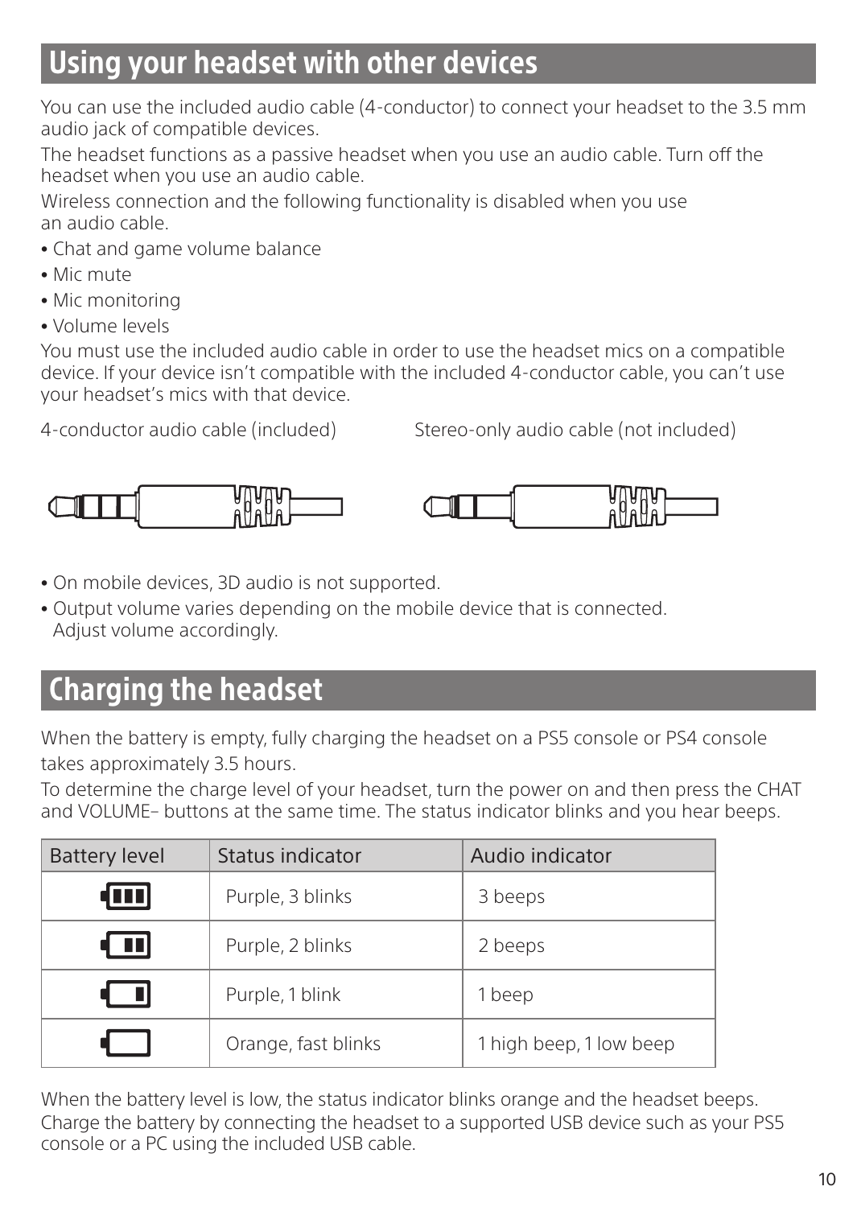# Using your headset with other devices

You can use the included audio cable (4-conductor) to connect your headset to the 3.5 mm audio jack of compatible devices.

The headset functions as a passive headset when you use an audio cable. Turn off the headset when you use an audio cable.

Wireless connection and the following functionality is disabled when you use an audio cable.

- Chat and game volume balance
- Mic mute
- Mic monitoring
- Volume levels

You must use the included audio cable in order to use the headset mics on a compatible device. If your device isn't compatible with the included 4-conductor cable, you can't use your headset's mics with that device.

4-conductor audio cable (included)

Stereo-only audio cable (not included)

- On mobile devices, 3D audio is not supported.
- Output volume varies depending on the mobile device that is connected. Adjust volume accordingly.

# Charging the headset

When the battery is empty, fully charging the headset on a PS5 console or PS4 console takes approximately 3.5 hours.

To determine the charge level of your headset, turn the power on and then press the CHAT and VOLUME– buttons at the same time. The status indicator blinks and you hear beeps.

| Battery level | Status indicator | Audio indicator |
|---|---|---|
| (3 bars) | Purple, 3 blinks | 3 beeps |
| (2 bars) | Purple, 2 blinks | 2 beeps |
| (1 bar) | Purple, 1 blink | 1 beep |
| (empty) | Orange, fast blinks | 1 high beep, 1 low beep |

When the battery level is low, the status indicator blinks orange and the headset beeps. Charge the battery by connecting the headset to a supported USB device such as your PS5 console or a PC using the included USB cable.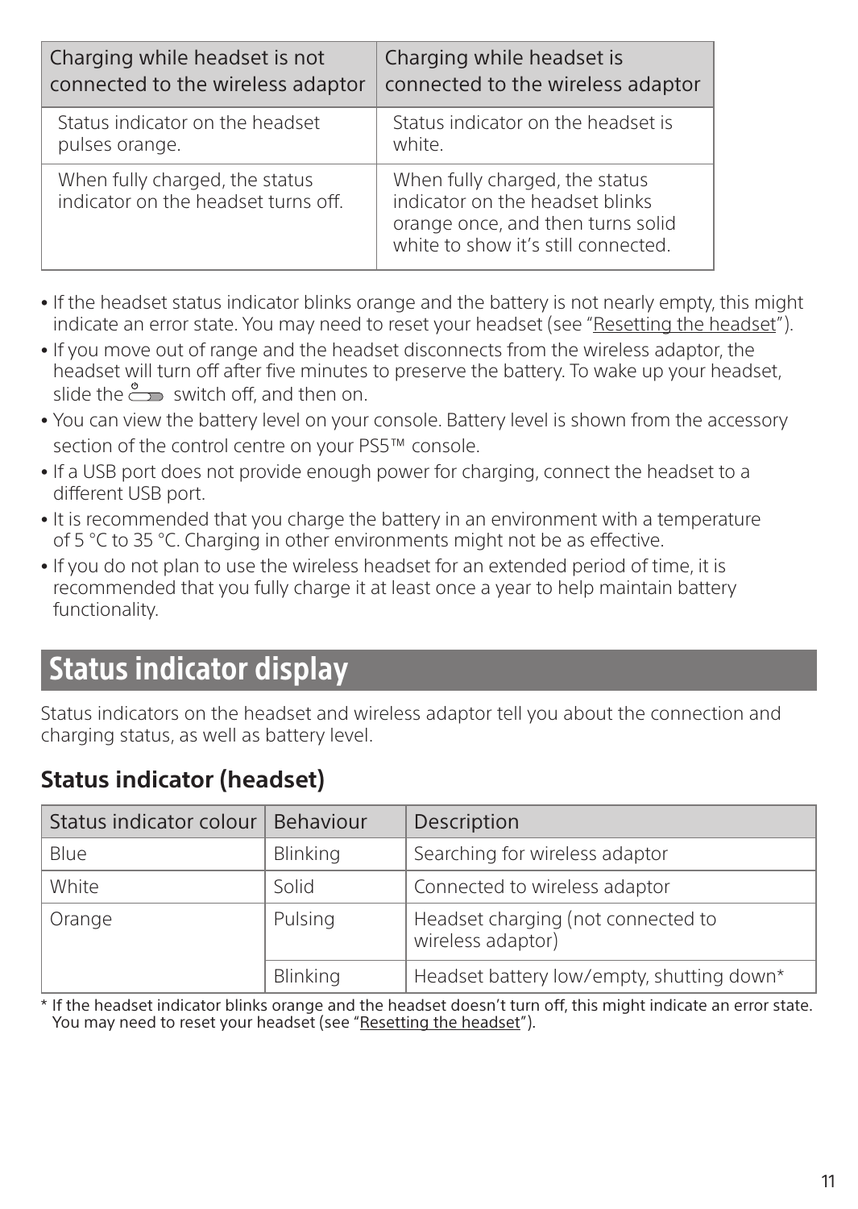| Charging while headset is not connected to the wireless adaptor | Charging while headset is connected to the wireless adaptor |
|---|---|
| Status indicator on the headset pulses orange. | Status indicator on the headset is white. |
| When fully charged, the status indicator on the headset turns off. | When fully charged, the status indicator on the headset blinks orange once, and then turns solid white to show it's still connected. |

- If the headset status indicator blinks orange and the battery is not nearly empty, this might indicate an error state. You may need to reset your headset (see "Resetting the headset").
- If you move out of range and the headset disconnects from the wireless adaptor, the headset will turn off after five minutes to preserve the battery. To wake up your headset, slide the switch off, and then on.
- You can view the battery level on your console. Battery level is shown from the accessory section of the control centre on your PS5™ console.
- If a USB port does not provide enough power for charging, connect the headset to a different USB port.
- It is recommended that you charge the battery in an environment with a temperature of 5 °C to 35 °C. Charging in other environments might not be as effective.
- If you do not plan to use the wireless headset for an extended period of time, it is recommended that you fully charge it at least once a year to help maintain battery functionality.

# Status indicator display

Status indicators on the headset and wireless adaptor tell you about the connection and charging status, as well as battery level.

## Status indicator (headset)

| Status indicator colour | Behaviour | Description |
|---|---|---|
| Blue | Blinking | Searching for wireless adaptor |
| White | Solid | Connected to wireless adaptor |
| Orange | Pulsing | Headset charging (not connected to wireless adaptor) |
| | Blinking | Headset battery low/empty, shutting down* |

\* If the headset indicator blinks orange and the headset doesn't turn off, this might indicate an error state. You may need to reset your headset (see "Resetting the headset").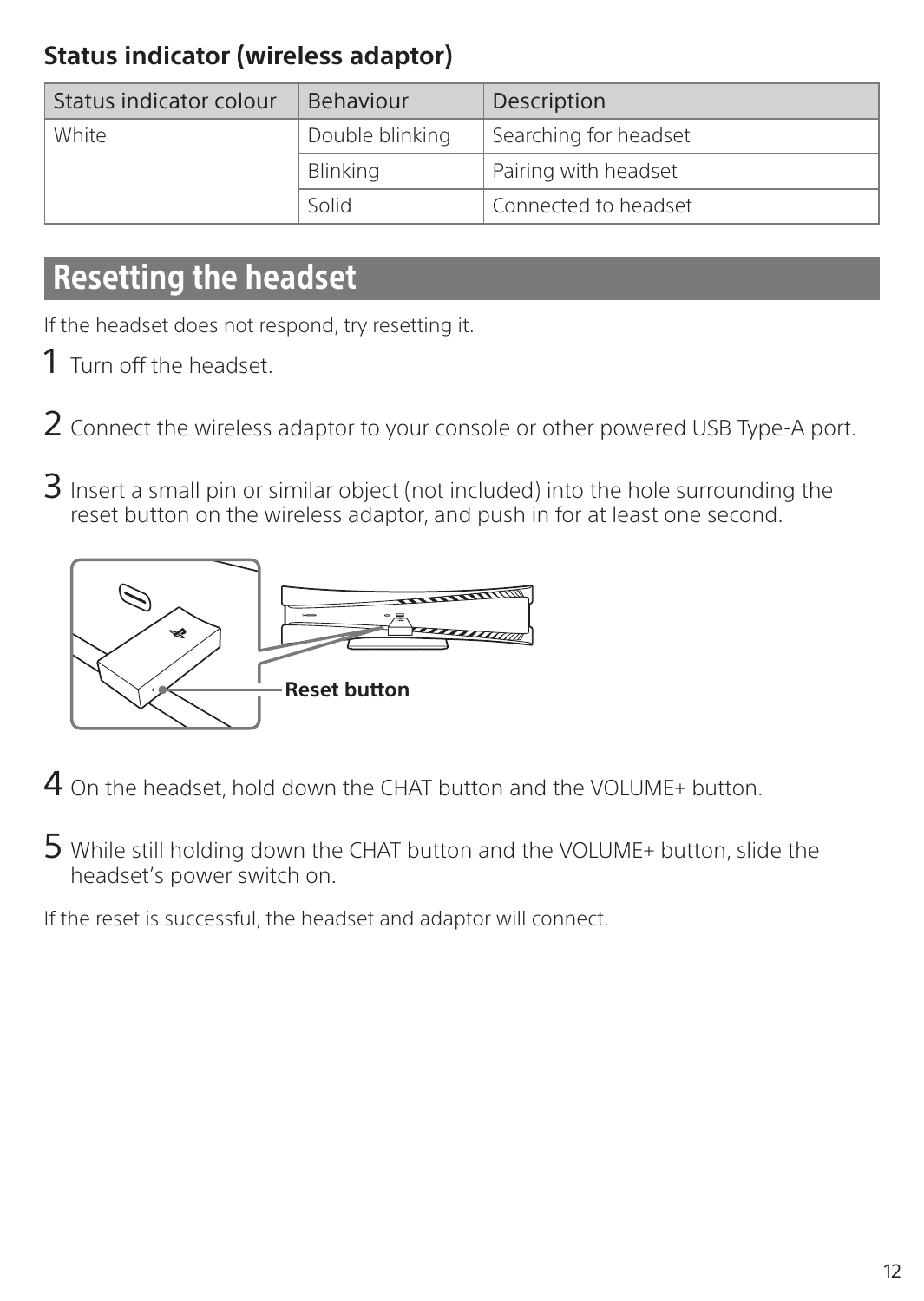### Status indicator (wireless adaptor)

| Status indicator colour | Behaviour | Description |
| --- | --- | --- |
| White | Double blinking | Searching for headset |
| | Blinking | Pairing with headset |
| | Solid | Connected to headset |

## Resetting the headset

If the headset does not respond, try resetting it.

1. Turn off the headset.

2. Connect the wireless adaptor to your console or other powered USB Type-A port.

3. Insert a small pin or similar object (not included) into the hole surrounding the reset button on the wireless adaptor, and push in for at least one second.

**Reset button**

4. On the headset, hold down the CHAT button and the VOLUME+ button.

5. While still holding down the CHAT button and the VOLUME+ button, slide the headset's power switch on.

If the reset is successful, the headset and adaptor will connect.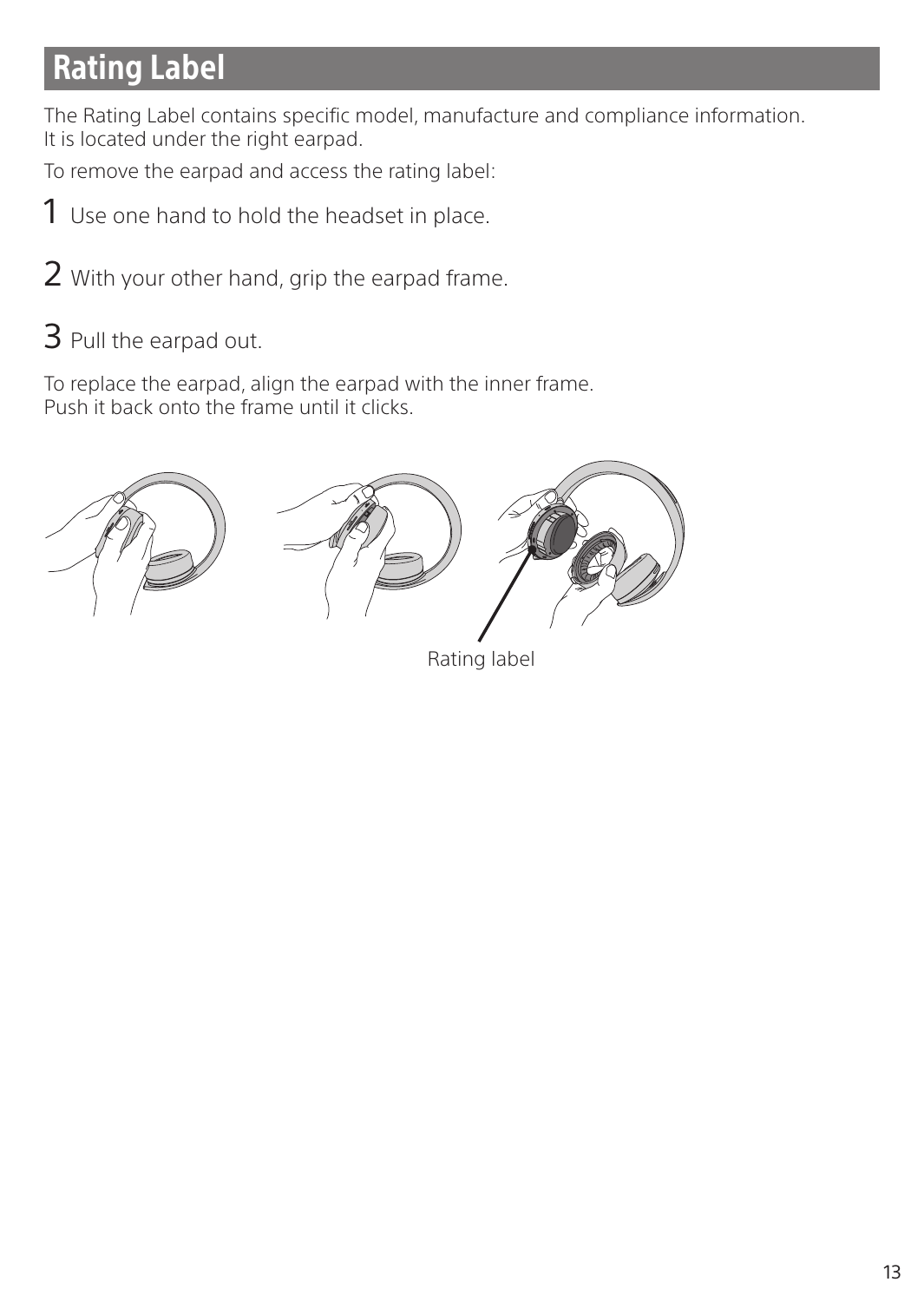# Rating Label

The Rating Label contains specific model, manufacture and compliance information.
It is located under the right earpad.

To remove the earpad and access the rating label:

1. Use one hand to hold the headset in place.
2. With your other hand, grip the earpad frame.
3. Pull the earpad out.

To replace the earpad, align the earpad with the inner frame.
Push it back onto the frame until it clicks.

Rating label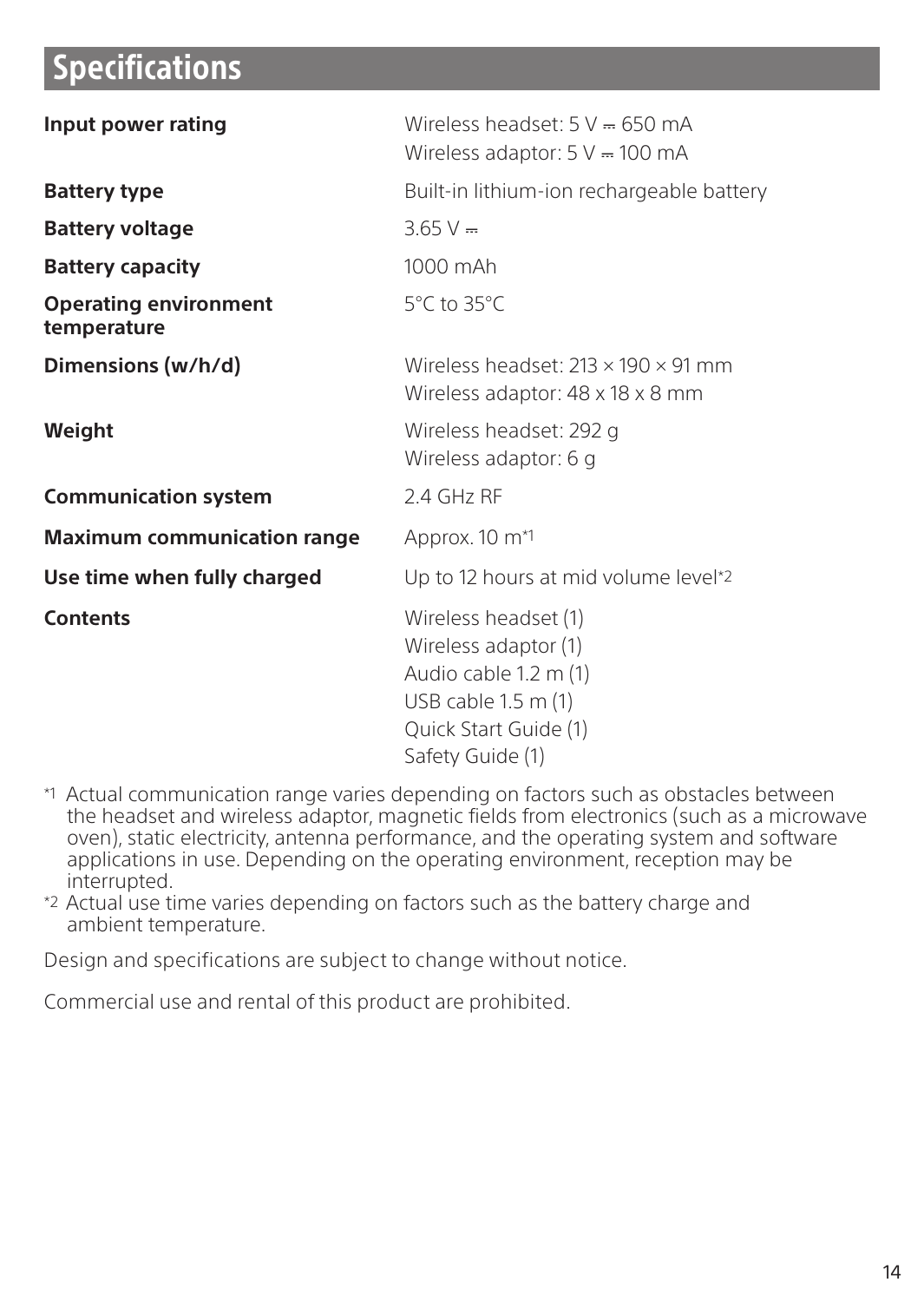# Specifications

| | |
|---|---|
| **Input power rating** | Wireless headset: 5 V ⎓ 650 mA<br>Wireless adaptor: 5 V ⎓ 100 mA |
| **Battery type** | Built-in lithium-ion rechargeable battery |
| **Battery voltage** | 3.65 V ⎓ |
| **Battery capacity** | 1000 mAh |
| **Operating environment temperature** | 5°C to 35°C |
| **Dimensions (w/h/d)** | Wireless headset: 213 × 190 × 91 mm<br>Wireless adaptor: 48 x 18 x 8 mm |
| **Weight** | Wireless headset: 292 g<br>Wireless adaptor: 6 g |
| **Communication system** | 2.4 GHz RF |
| **Maximum communication range** | Approx. 10 m*1 |
| **Use time when fully charged** | Up to 12 hours at mid volume level*2 |
| **Contents** | Wireless headset (1)<br>Wireless adaptor (1)<br>Audio cable 1.2 m (1)<br>USB cable 1.5 m (1)<br>Quick Start Guide (1)<br>Safety Guide (1) |

*1 Actual communication range varies depending on factors such as obstacles between the headset and wireless adaptor, magnetic fields from electronics (such as a microwave oven), static electricity, antenna performance, and the operating system and software applications in use. Depending on the operating environment, reception may be interrupted.

*2 Actual use time varies depending on factors such as the battery charge and ambient temperature.

Design and specifications are subject to change without notice.

Commercial use and rental of this product are prohibited.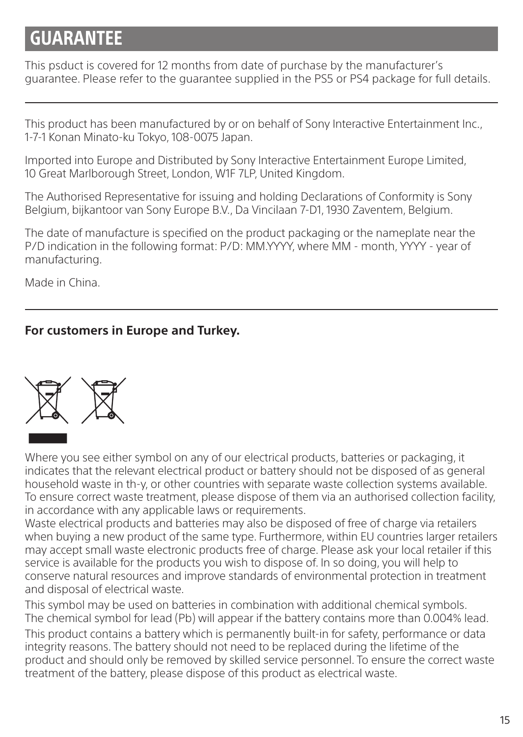# GUARANTEE

This psduct is covered for 12 months from date of purchase by the manufacturer's guarantee. Please refer to the guarantee supplied in the PS5 or PS4 package for full details.

---

This product has been manufactured by or on behalf of Sony Interactive Entertainment Inc., 1-7-1 Konan Minato-ku Tokyo, 108-0075 Japan.

Imported into Europe and Distributed by Sony Interactive Entertainment Europe Limited, 10 Great Marlborough Street, London, W1F 7LP, United Kingdom.

The Authorised Representative for issuing and holding Declarations of Conformity is Sony Belgium, bijkantoor van Sony Europe B.V., Da Vincilaan 7-D1, 1930 Zaventem, Belgium.

The date of manufacture is specified on the product packaging or the nameplate near the P/D indication in the following format: P/D: MM.YYYY, where MM - month, YYYY - year of manufacturing.

Made in China.

---

**For customers in Europe and Turkey.**

Where you see either symbol on any of our electrical products, batteries or packaging, it indicates that the relevant electrical product or battery should not be disposed of as general household waste in th-y, or other countries with separate waste collection systems available. To ensure correct waste treatment, please dispose of them via an authorised collection facility, in accordance with any applicable laws or requirements.
Waste electrical products and batteries may also be disposed of free of charge via retailers when buying a new product of the same type. Furthermore, within EU countries larger retailers may accept small waste electronic products free of charge. Please ask your local retailer if this service is available for the products you wish to dispose of. In so doing, you will help to conserve natural resources and improve standards of environmental protection in treatment and disposal of electrical waste.

This symbol may be used on batteries in combination with additional chemical symbols. The chemical symbol for lead (Pb) will appear if the battery contains more than 0.004% lead.

This product contains a battery which is permanently built-in for safety, performance or data integrity reasons. The battery should not need to be replaced during the lifetime of the product and should only be removed by skilled service personnel. To ensure the correct waste treatment of the battery, please dispose of this product as electrical waste.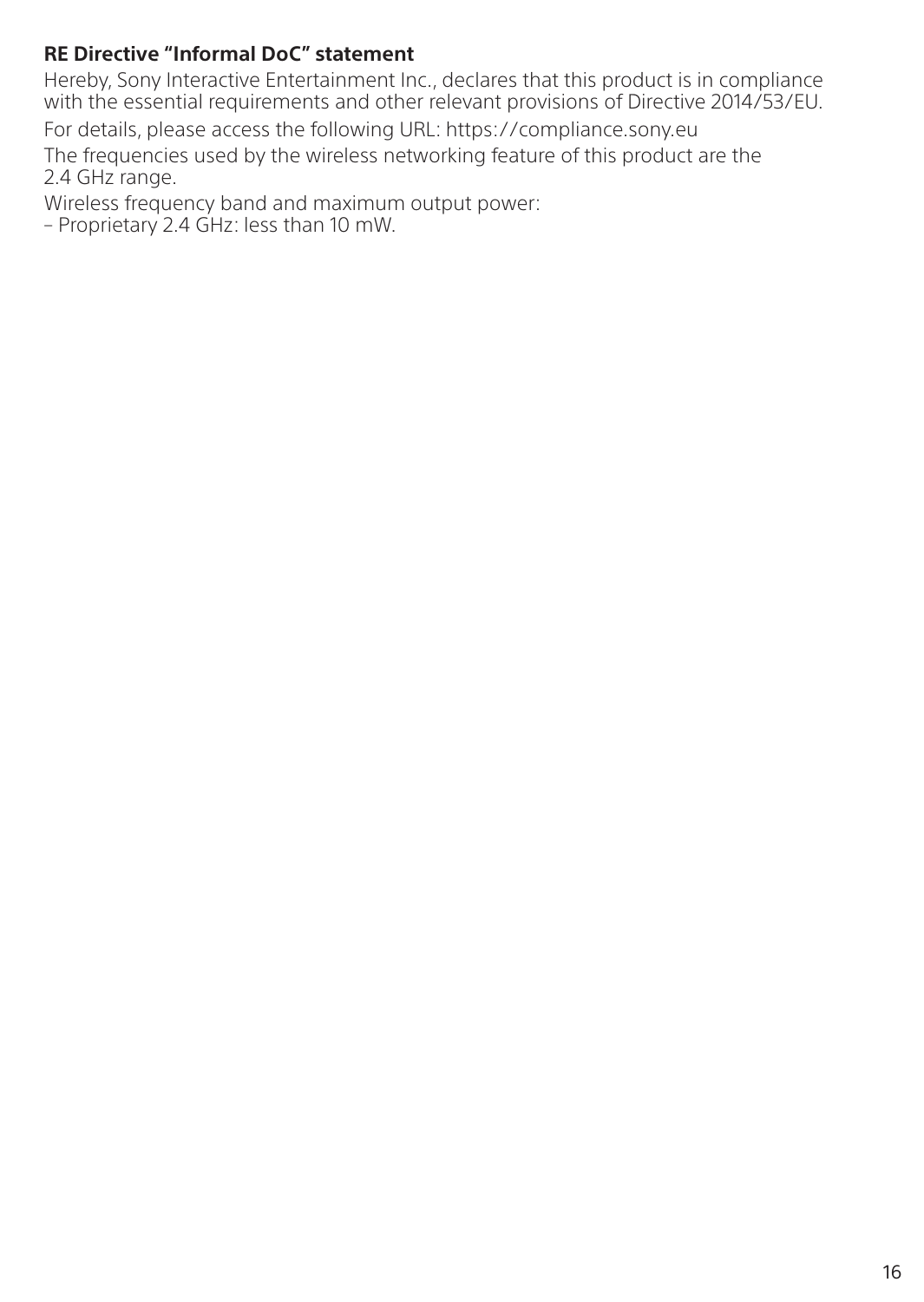**RE Directive "Informal DoC" statement**

Hereby, Sony Interactive Entertainment Inc., declares that this product is in compliance with the essential requirements and other relevant provisions of Directive 2014/53/EU.

For details, please access the following URL: https://compliance.sony.eu

The frequencies used by the wireless networking feature of this product are the 2.4 GHz range.

Wireless frequency band and maximum output power:

– Proprietary 2.4 GHz: less than 10 mW.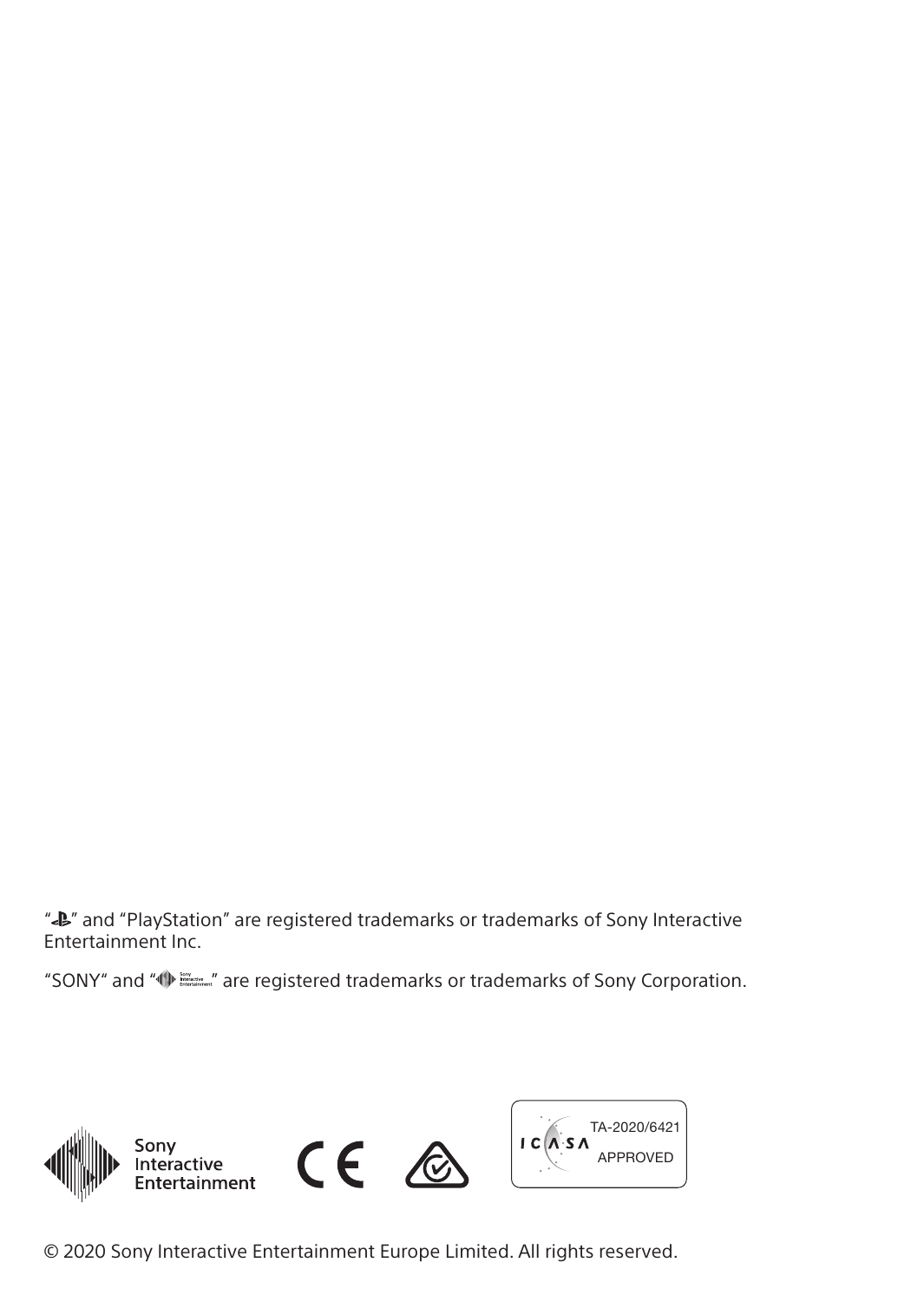"" and "PlayStation" are registered trademarks or trademarks of Sony Interactive Entertainment Inc.

"SONY" and "" are registered trademarks or trademarks of Sony Corporation.

Sony
Interactive
Entertainment

TA-2020/6421
APPROVED

© 2020 Sony Interactive Entertainment Europe Limited. All rights reserved.